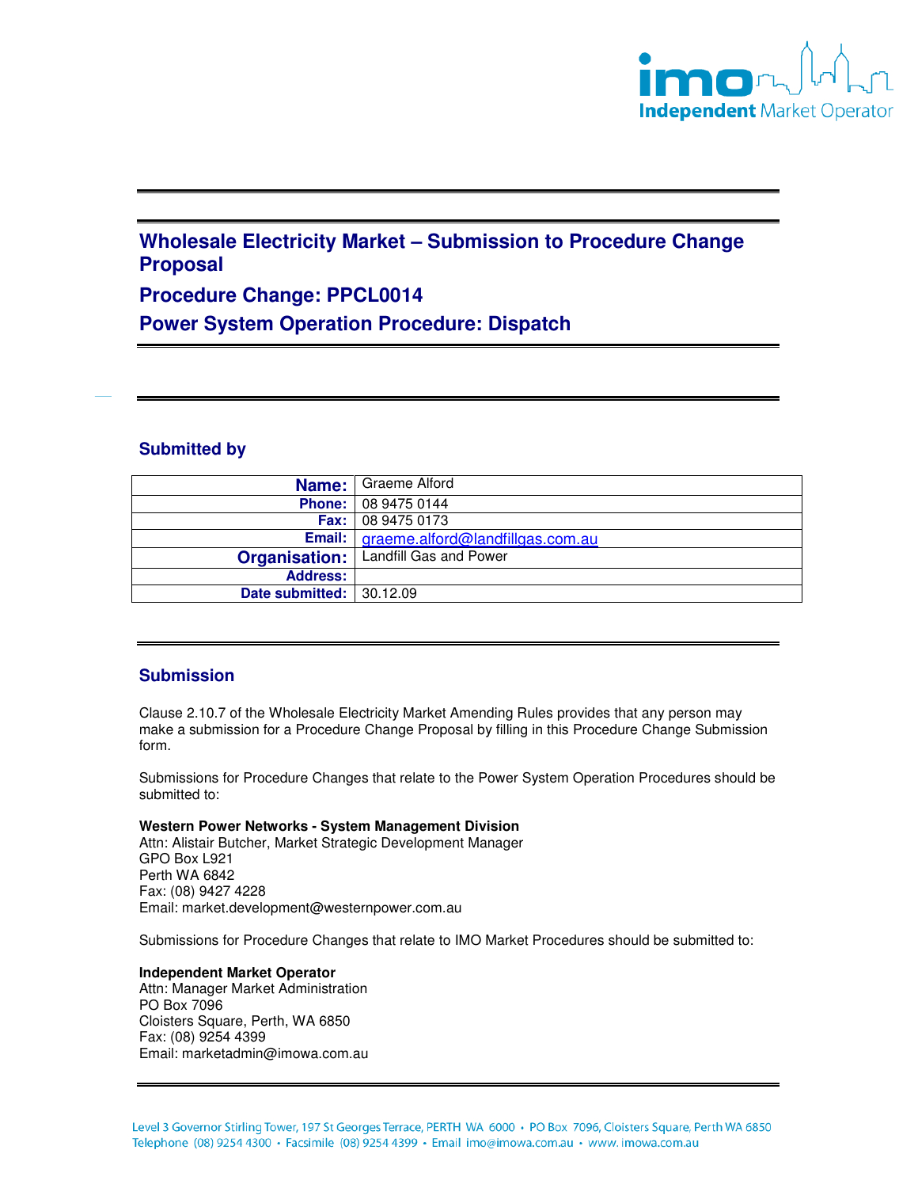# Wholesale Electricity Market – Submission to Procedure Change Proposal

## Procedure Change: PPCL0014

## Power System Operation Procedure: Dispatch

### Submitted by

| | |
|---|---|
| **Name:** | Graeme Alford |
| **Phone:** | 08 9475 0144 |
| **Fax:** | 08 9475 0173 |
| **Email:** | graeme.alford@landfillgas.com.au |
| **Organisation:** | Landfill Gas and Power |
| **Address:** | |
| **Date submitted:** | 30.12.09 |

### Submission

Clause 2.10.7 of the Wholesale Electricity Market Amending Rules provides that any person may make a submission for a Procedure Change Proposal by filling in this Procedure Change Submission form.

Submissions for Procedure Changes that relate to the Power System Operation Procedures should be submitted to:

**Western Power Networks - System Management Division**
Attn: Alistair Butcher, Market Strategic Development Manager
GPO Box L921
Perth WA 6842
Fax: (08) 9427 4228
Email: market.development@westernpower.com.au

Submissions for Procedure Changes that relate to IMO Market Procedures should be submitted to:

**Independent Market Operator**
Attn: Manager Market Administration
PO Box 7096
Cloisters Square, Perth, WA 6850
Fax: (08) 9254 4399
Email: marketadmin@imowa.com.au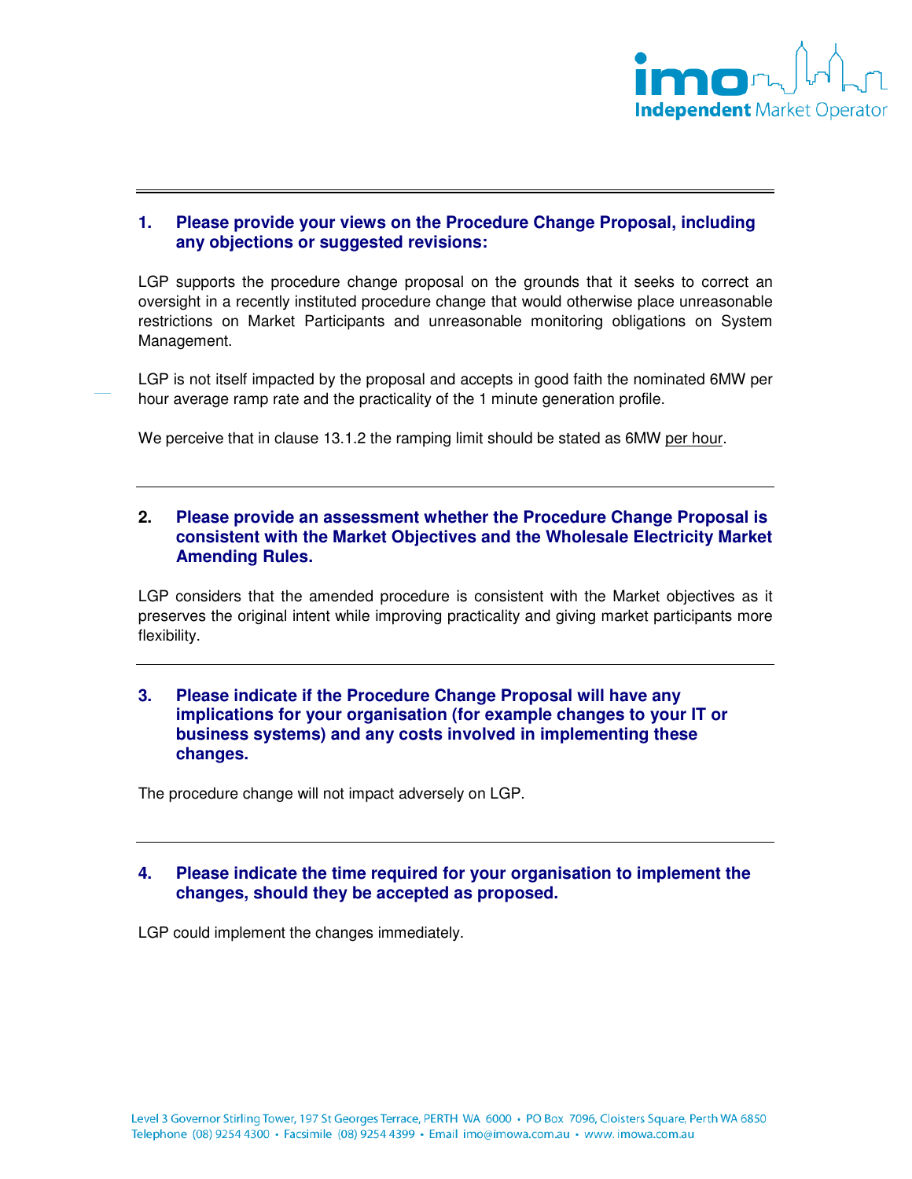**1. Please provide your views on the Procedure Change Proposal, including any objections or suggested revisions:**

LGP supports the procedure change proposal on the grounds that it seeks to correct an oversight in a recently instituted procedure change that would otherwise place unreasonable restrictions on Market Participants and unreasonable monitoring obligations on System Management.

LGP is not itself impacted by the proposal and accepts in good faith the nominated 6MW per hour average ramp rate and the practicality of the 1 minute generation profile.

We perceive that in clause 13.1.2 the ramping limit should be stated as 6MW per hour.

---

**2. Please provide an assessment whether the Procedure Change Proposal is consistent with the Market Objectives and the Wholesale Electricity Market Amending Rules.**

LGP considers that the amended procedure is consistent with the Market objectives as it preserves the original intent while improving practicality and giving market participants more flexibility.

---

**3. Please indicate if the Procedure Change Proposal will have any implications for your organisation (for example changes to your IT or business systems) and any costs involved in implementing these changes.**

The procedure change will not impact adversely on LGP.

---

**4. Please indicate the time required for your organisation to implement the changes, should they be accepted as proposed.**

LGP could implement the changes immediately.